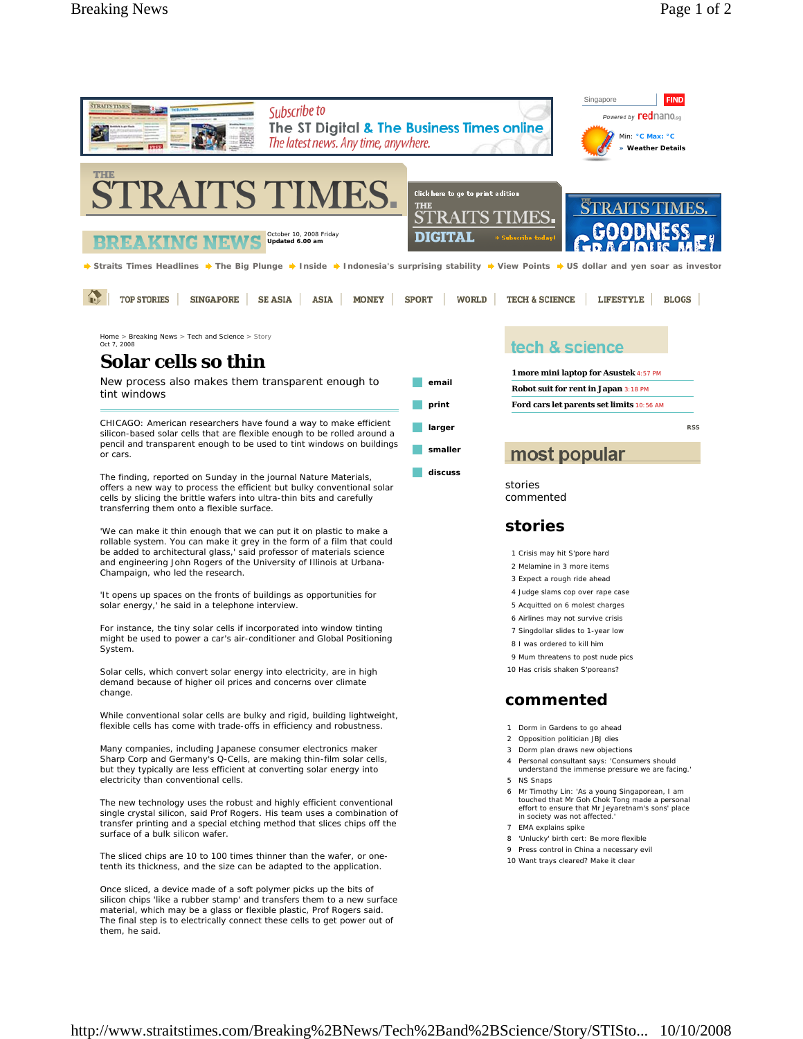Singapore FIND

Powered by rednano.sg

Min: °C Max: °C

» Weather Details

Subscribe to The ST Digital & The Business Times online

The latest news. Any time, anywhere.

# THE STRAITS TIMES

BREAKING NEWS

October 10, 2008 Friday
Updated 6.00 am

Click here to go to print edition THE STRAITS TIMES. DIGITAL » Subscribe today!

Straits Times Headlines | The Big Plunge | Inside | Indonesia's surprising stability | View Points | US dollar and yen soar as investor

TOP STORIES | SINGAPORE | SE ASIA | ASIA | MONEY | SPORT | WORLD | TECH & SCIENCE | LIFESTYLE | BLOGS

Home > Breaking News > Tech and Science > Story
Oct 7, 2008

# Solar cells so thin

New process also makes them transparent enough to tint windows

CHICAGO: American researchers have found a way to make efficient silicon-based solar cells that are flexible enough to be rolled around a pencil and transparent enough to be used to tint windows on buildings or cars.

The finding, reported on Sunday in the journal Nature Materials, offers a new way to process the efficient but bulky conventional solar cells by slicing the brittle wafers into ultra-thin bits and carefully transferring them onto a flexible surface.

'We can make it thin enough that we can put it on plastic to make a rollable system. You can make it grey in the form of a film that could be added to architectural glass,' said professor of materials science and engineering John Rogers of the University of Illinois at Urbana-Champaign, who led the research.

'It opens up spaces on the fronts of buildings as opportunities for solar energy,' he said in a telephone interview.

For instance, the tiny solar cells if incorporated into window tinting might be used to power a car's air-conditioner and Global Positioning System.

Solar cells, which convert solar energy into electricity, are in high demand because of higher oil prices and concerns over climate change.

While conventional solar cells are bulky and rigid, building lightweight, flexible cells has come with trade-offs in efficiency and robustness.

Many companies, including Japanese consumer electronics maker Sharp Corp and Germany's Q-Cells, are making thin-film solar cells, but they typically are less efficient at converting solar energy into electricity than conventional cells.

The new technology uses the robust and highly efficient conventional single crystal silicon, said Prof Rogers. His team uses a combination of transfer printing and a special etching method that slices chips off the surface of a bulk silicon wafer.

The sliced chips are 10 to 100 times thinner than the wafer, or one-tenth its thickness, and the size can be adapted to the application.

Once sliced, a device made of a soft polymer picks up the bits of silicon chips 'like a rubber stamp' and transfers them to a new surface material, which may be a glass or flexible plastic, Prof Rogers said. The final step is to electrically connect these cells to get power out of them, he said.

- email
- print
- larger
- smaller
- discuss

## tech & science

- 1 more mini laptop for Asustek 4:57 PM
- Robot suit for rent in Japan 3:18 PM
- Ford cars let parents set limits 10:56 AM

RSS

## most popular

stories
commented

### stories

1. Crisis may hit S'pore hard
2. Melamine in 3 more items
3. Expect a rough ride ahead
4. Judge slams cop over rape case
5. Acquitted on 6 molest charges
6. Airlines may not survive crisis
7. Singdollar slides to 1-year low
8. I was ordered to kill him
9. Mum threatens to post nude pics
10. Has crisis shaken S'poreans?

### commented

1. Dorm in Gardens to go ahead
2. Opposition politician JBJ dies
3. Dorm plan draws new objections
4. Personal consultant says: 'Consumers should understand the immense pressure we are facing.'
5. NS Snaps
6. Mr Timothy Lin: 'As a young Singaporean, I am touched that Mr Goh Chok Tong made a personal effort to ensure that Mr Jeyaretnam's sons' place in society was not affected.'
7. EMA explains spike
8. 'Unlucky' birth cert: Be more flexible
9. Press control in China a necessary evil
10. Want trays cleared? Make it clear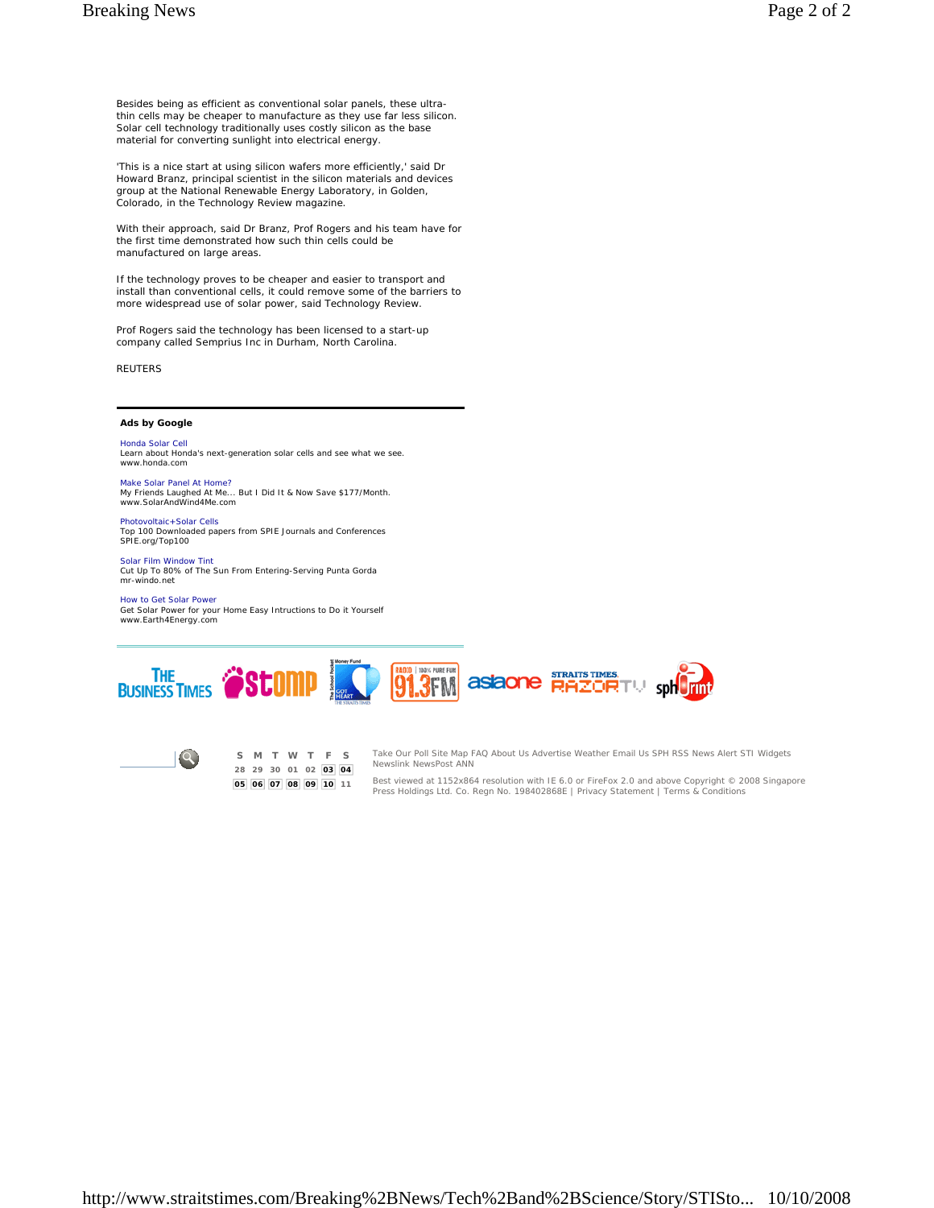Besides being as efficient as conventional solar panels, these ultra-thin cells may be cheaper to manufacture as they use far less silicon. Solar cell technology traditionally uses costly silicon as the base material for converting sunlight into electrical energy.

'This is a nice start at using silicon wafers more efficiently,' said Dr Howard Branz, principal scientist in the silicon materials and devices group at the National Renewable Energy Laboratory, in Golden, Colorado, in the Technology Review magazine.

With their approach, said Dr Branz, Prof Rogers and his team have for the first time demonstrated how such thin cells could be manufactured on large areas.

If the technology proves to be cheaper and easier to transport and install than conventional cells, it could remove some of the barriers to more widespread use of solar power, said Technology Review.

Prof Rogers said the technology has been licensed to a start-up company called Semprius Inc in Durham, North Carolina.

REUTERS

---

**Ads by Google**

Honda Solar Cell
Learn about Honda's next-generation solar cells and see what we see.
www.honda.com

Make Solar Panel At Home?
My Friends Laughed At Me... But I Did It & Now Save $177/Month.
www.SolarAndWind4Me.com

Photovoltaic+Solar Cells
Top 100 Downloaded papers from SPIE Journals and Conferences
SPIE.org/Top100

Solar Film Window Tint
Cut Up To 80% of The Sun From Entering-Serving Punta Gorda
mr-windo.net

How to Get Solar Power
Get Solar Power for your Home Easy Intructions to Do it Yourself
www.Earth4Energy.com

---

THE BUSINESS TIMES | stomp | The School Pocket Money Fund | RADIO 91.3FM | asiaone | STRAITS TIMES RAZORTV | sph iPrint

| S | M | T | W | T | F | S |
|---|---|---|---|---|---|---|
| 28 | 29 | 30 | 01 | 02 | 03 | 04 |
| 05 | 06 | 07 | 08 | 09 | 10 | 11 |

Take Our Poll Site Map FAQ About Us Advertise Weather Email Us SPH RSS News Alert STI Widgets Newslink NewsPost ANN

Best viewed at 1152x864 resolution with IE 6.0 or FireFox 2.0 and above Copyright © 2008 Singapore Press Holdings Ltd. Co. Regn No. 198402868E | Privacy Statement | Terms & Conditions